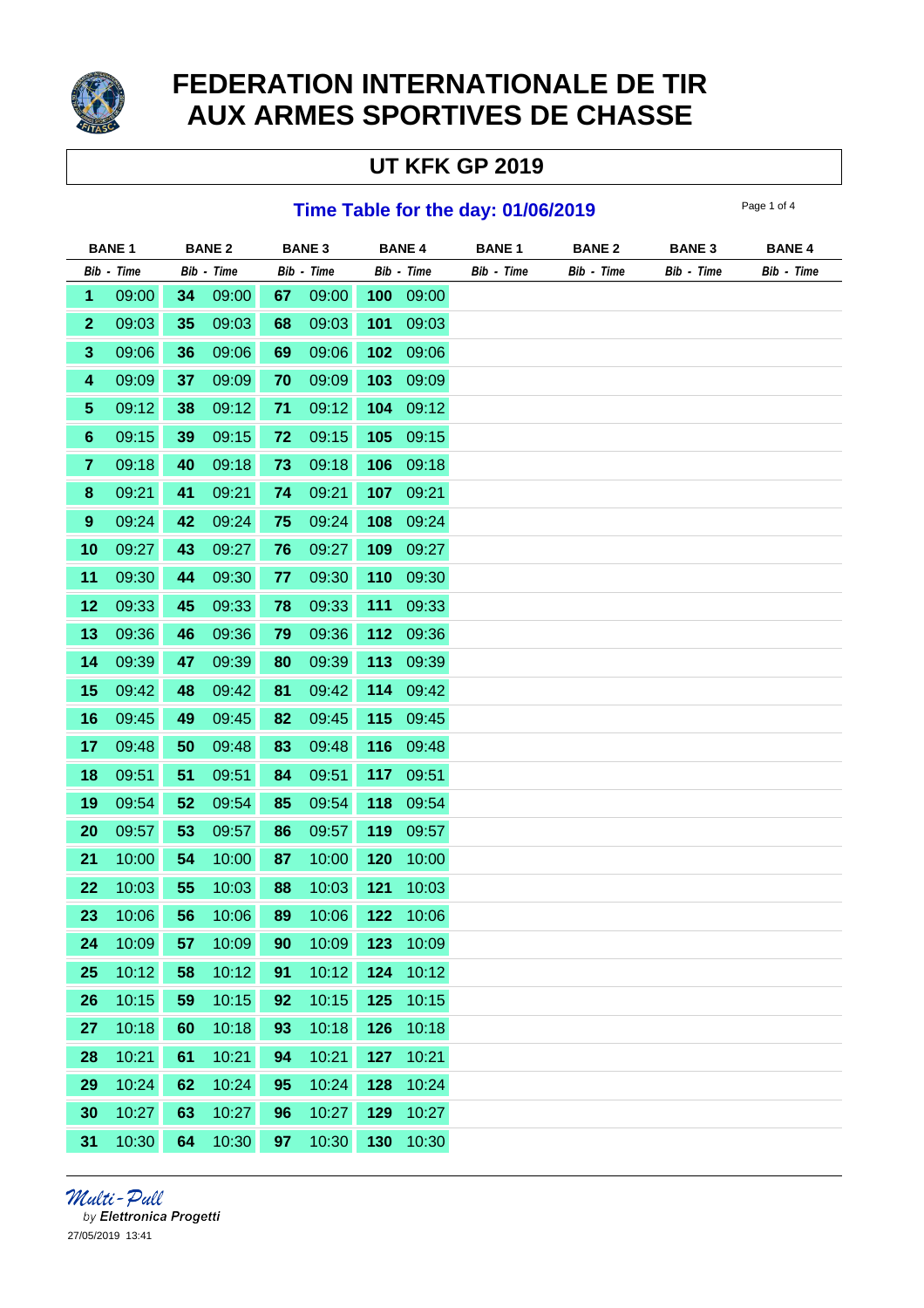# FEDERATION INTERNATIONALE DE TIR AUX ARMES SPORTIVES DE CHASSE

## UT KFK GP 2019

### Time Table for the day: 01/06/2019

| BANE 1 | | BANE 2 | | BANE 3 | | BANE 4 | | BANE 1 | | BANE 2 | | BANE 3 | | BANE 4 | |
|---|---|---|---|---|---|---|---|---|---|---|---|---|---|---|---|
| *Bib* | *Time* | *Bib* | *Time* | *Bib* | *Time* | *Bib* | *Time* | *Bib* | *Time* | *Bib* | *Time* | *Bib* | *Time* | *Bib* | *Time* |
| **1** | 09:00 | **34** | 09:00 | **67** | 09:00 | **100** | 09:00 | | | | | | | | |
| **2** | 09:03 | **35** | 09:03 | **68** | 09:03 | **101** | 09:03 | | | | | | | | |
| **3** | 09:06 | **36** | 09:06 | **69** | 09:06 | **102** | 09:06 | | | | | | | | |
| **4** | 09:09 | **37** | 09:09 | **70** | 09:09 | **103** | 09:09 | | | | | | | | |
| **5** | 09:12 | **38** | 09:12 | **71** | 09:12 | **104** | 09:12 | | | | | | | | |
| **6** | 09:15 | **39** | 09:15 | **72** | 09:15 | **105** | 09:15 | | | | | | | | |
| **7** | 09:18 | **40** | 09:18 | **73** | 09:18 | **106** | 09:18 | | | | | | | | |
| **8** | 09:21 | **41** | 09:21 | **74** | 09:21 | **107** | 09:21 | | | | | | | | |
| **9** | 09:24 | **42** | 09:24 | **75** | 09:24 | **108** | 09:24 | | | | | | | | |
| **10** | 09:27 | **43** | 09:27 | **76** | 09:27 | **109** | 09:27 | | | | | | | | |
| **11** | 09:30 | **44** | 09:30 | **77** | 09:30 | **110** | 09:30 | | | | | | | | |
| **12** | 09:33 | **45** | 09:33 | **78** | 09:33 | **111** | 09:33 | | | | | | | | |
| **13** | 09:36 | **46** | 09:36 | **79** | 09:36 | **112** | 09:36 | | | | | | | | |
| **14** | 09:39 | **47** | 09:39 | **80** | 09:39 | **113** | 09:39 | | | | | | | | |
| **15** | 09:42 | **48** | 09:42 | **81** | 09:42 | **114** | 09:42 | | | | | | | | |
| **16** | 09:45 | **49** | 09:45 | **82** | 09:45 | **115** | 09:45 | | | | | | | | |
| **17** | 09:48 | **50** | 09:48 | **83** | 09:48 | **116** | 09:48 | | | | | | | | |
| **18** | 09:51 | **51** | 09:51 | **84** | 09:51 | **117** | 09:51 | | | | | | | | |
| **19** | 09:54 | **52** | 09:54 | **85** | 09:54 | **118** | 09:54 | | | | | | | | |
| **20** | 09:57 | **53** | 09:57 | **86** | 09:57 | **119** | 09:57 | | | | | | | | |
| **21** | 10:00 | **54** | 10:00 | **87** | 10:00 | **120** | 10:00 | | | | | | | | |
| **22** | 10:03 | **55** | 10:03 | **88** | 10:03 | **121** | 10:03 | | | | | | | | |
| **23** | 10:06 | **56** | 10:06 | **89** | 10:06 | **122** | 10:06 | | | | | | | | |
| **24** | 10:09 | **57** | 10:09 | **90** | 10:09 | **123** | 10:09 | | | | | | | | |
| **25** | 10:12 | **58** | 10:12 | **91** | 10:12 | **124** | 10:12 | | | | | | | | |
| **26** | 10:15 | **59** | 10:15 | **92** | 10:15 | **125** | 10:15 | | | | | | | | |
| **27** | 10:18 | **60** | 10:18 | **93** | 10:18 | **126** | 10:18 | | | | | | | | |
| **28** | 10:21 | **61** | 10:21 | **94** | 10:21 | **127** | 10:21 | | | | | | | | |
| **29** | 10:24 | **62** | 10:24 | **95** | 10:24 | **128** | 10:24 | | | | | | | | |
| **30** | 10:27 | **63** | 10:27 | **96** | 10:27 | **129** | 10:27 | | | | | | | | |
| **31** | 10:30 | **64** | 10:30 | **97** | 10:30 | **130** | 10:30 | | | | | | | | |

Multi-Pull
*by* ***Elettronica Progetti***
27/05/2019 13:41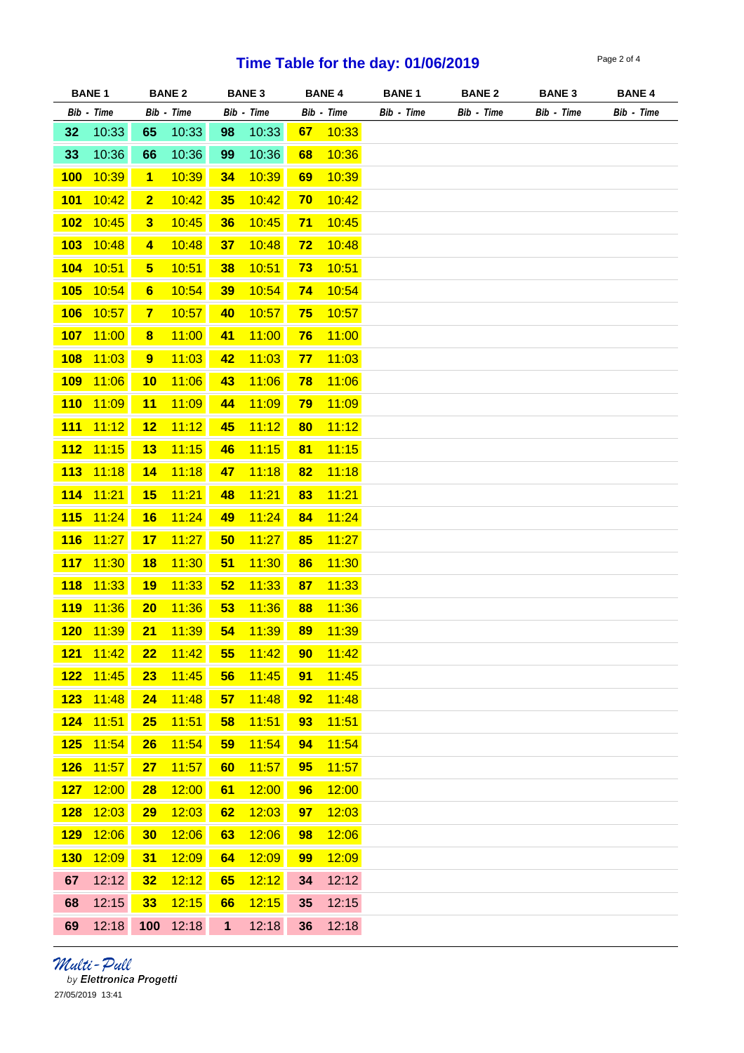# Time Table for the day: 01/06/2019

| BANE 1 | | BANE 2 | | BANE 3 | | BANE 4 | | BANE 1 | | BANE 2 | | BANE 3 | | BANE 4 | |
|---|---|---|---|---|---|---|---|---|---|---|---|---|---|---|---|
| *Bib* | *Time* | *Bib* | *Time* | *Bib* | *Time* | *Bib* | *Time* | *Bib* | *Time* | *Bib* | *Time* | *Bib* | *Time* | *Bib* | *Time* |
| **32** | 10:33 | **65** | 10:33 | **98** | 10:33 | **67** | 10:33 | | | | | | | | |
| **33** | 10:36 | **66** | 10:36 | **99** | 10:36 | **68** | 10:36 | | | | | | | | |
| **100** | 10:39 | **1** | 10:39 | **34** | 10:39 | **69** | 10:39 | | | | | | | | |
| **101** | 10:42 | **2** | 10:42 | **35** | 10:42 | **70** | 10:42 | | | | | | | | |
| **102** | 10:45 | **3** | 10:45 | **36** | 10:45 | **71** | 10:45 | | | | | | | | |
| **103** | 10:48 | **4** | 10:48 | **37** | 10:48 | **72** | 10:48 | | | | | | | | |
| **104** | 10:51 | **5** | 10:51 | **38** | 10:51 | **73** | 10:51 | | | | | | | | |
| **105** | 10:54 | **6** | 10:54 | **39** | 10:54 | **74** | 10:54 | | | | | | | | |
| **106** | 10:57 | **7** | 10:57 | **40** | 10:57 | **75** | 10:57 | | | | | | | | |
| **107** | 11:00 | **8** | 11:00 | **41** | 11:00 | **76** | 11:00 | | | | | | | | |
| **108** | 11:03 | **9** | 11:03 | **42** | 11:03 | **77** | 11:03 | | | | | | | | |
| **109** | 11:06 | **10** | 11:06 | **43** | 11:06 | **78** | 11:06 | | | | | | | | |
| **110** | 11:09 | **11** | 11:09 | **44** | 11:09 | **79** | 11:09 | | | | | | | | |
| **111** | 11:12 | **12** | 11:12 | **45** | 11:12 | **80** | 11:12 | | | | | | | | |
| **112** | 11:15 | **13** | 11:15 | **46** | 11:15 | **81** | 11:15 | | | | | | | | |
| **113** | 11:18 | **14** | 11:18 | **47** | 11:18 | **82** | 11:18 | | | | | | | | |
| **114** | 11:21 | **15** | 11:21 | **48** | 11:21 | **83** | 11:21 | | | | | | | | |
| **115** | 11:24 | **16** | 11:24 | **49** | 11:24 | **84** | 11:24 | | | | | | | | |
| **116** | 11:27 | **17** | 11:27 | **50** | 11:27 | **85** | 11:27 | | | | | | | | |
| **117** | 11:30 | **18** | 11:30 | **51** | 11:30 | **86** | 11:30 | | | | | | | | |
| **118** | 11:33 | **19** | 11:33 | **52** | 11:33 | **87** | 11:33 | | | | | | | | |
| **119** | 11:36 | **20** | 11:36 | **53** | 11:36 | **88** | 11:36 | | | | | | | | |
| **120** | 11:39 | **21** | 11:39 | **54** | 11:39 | **89** | 11:39 | | | | | | | | |
| **121** | 11:42 | **22** | 11:42 | **55** | 11:42 | **90** | 11:42 | | | | | | | | |
| **122** | 11:45 | **23** | 11:45 | **56** | 11:45 | **91** | 11:45 | | | | | | | | |
| **123** | 11:48 | **24** | 11:48 | **57** | 11:48 | **92** | 11:48 | | | | | | | | |
| **124** | 11:51 | **25** | 11:51 | **58** | 11:51 | **93** | 11:51 | | | | | | | | |
| **125** | 11:54 | **26** | 11:54 | **59** | 11:54 | **94** | 11:54 | | | | | | | | |
| **126** | 11:57 | **27** | 11:57 | **60** | 11:57 | **95** | 11:57 | | | | | | | | |
| **127** | 12:00 | **28** | 12:00 | **61** | 12:00 | **96** | 12:00 | | | | | | | | |
| **128** | 12:03 | **29** | 12:03 | **62** | 12:03 | **97** | 12:03 | | | | | | | | |
| **129** | 12:06 | **30** | 12:06 | **63** | 12:06 | **98** | 12:06 | | | | | | | | |
| **130** | 12:09 | **31** | 12:09 | **64** | 12:09 | **99** | 12:09 | | | | | | | | |
| **67** | 12:12 | **32** | 12:12 | **65** | 12:12 | **34** | 12:12 | | | | | | | | |
| **68** | 12:15 | **33** | 12:15 | **66** | 12:15 | **35** | 12:15 | | | | | | | | |
| **69** | 12:18 | **100** | 12:18 | **1** | 12:18 | **36** | 12:18 | | | | | | | | |

*Multi-Pull*
*by* ***Elettronica Progetti***
27/05/2019 13:41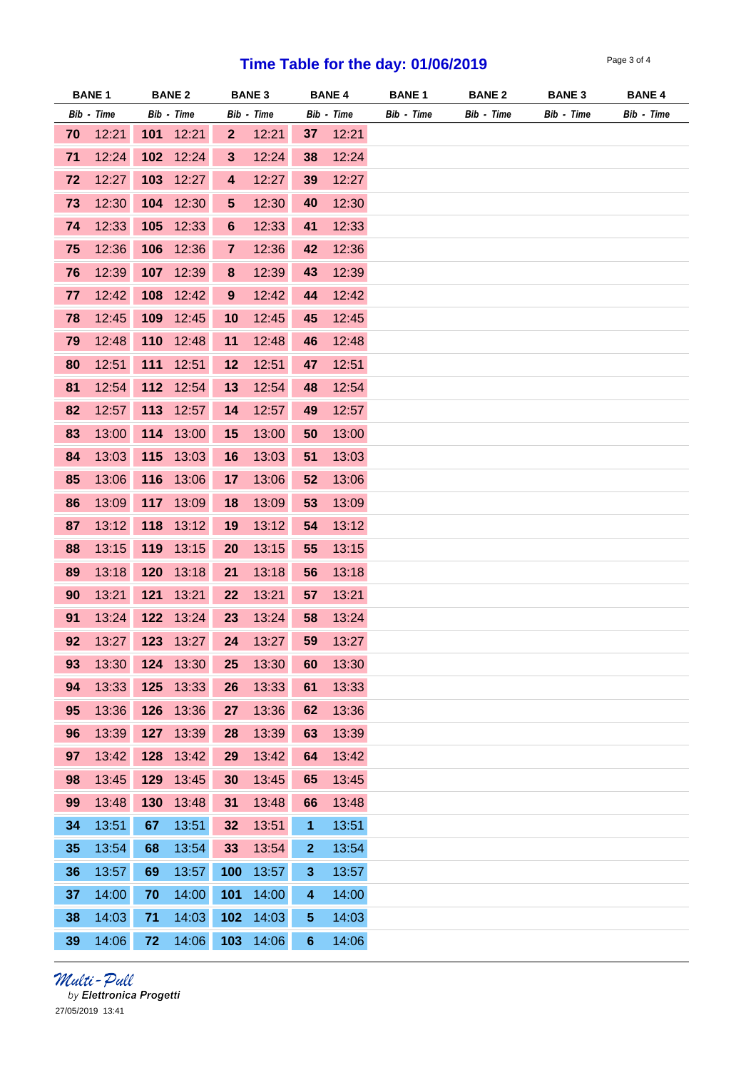# Time Table for the day: 01/06/2019

| BANE 1 | | BANE 2 | | BANE 3 | | BANE 4 | | BANE 1 | BANE 2 | BANE 3 | BANE 4 |
|---|---|---|---|---|---|---|---|---|---|---|---|
| Bib | Time | Bib | Time | Bib | Time | Bib | Time | Bib - Time | Bib - Time | Bib - Time | Bib - Time |
| 70 | 12:21 | 101 | 12:21 | 2 | 12:21 | 37 | 12:21 | | | | |
| 71 | 12:24 | 102 | 12:24 | 3 | 12:24 | 38 | 12:24 | | | | |
| 72 | 12:27 | 103 | 12:27 | 4 | 12:27 | 39 | 12:27 | | | | |
| 73 | 12:30 | 104 | 12:30 | 5 | 12:30 | 40 | 12:30 | | | | |
| 74 | 12:33 | 105 | 12:33 | 6 | 12:33 | 41 | 12:33 | | | | |
| 75 | 12:36 | 106 | 12:36 | 7 | 12:36 | 42 | 12:36 | | | | |
| 76 | 12:39 | 107 | 12:39 | 8 | 12:39 | 43 | 12:39 | | | | |
| 77 | 12:42 | 108 | 12:42 | 9 | 12:42 | 44 | 12:42 | | | | |
| 78 | 12:45 | 109 | 12:45 | 10 | 12:45 | 45 | 12:45 | | | | |
| 79 | 12:48 | 110 | 12:48 | 11 | 12:48 | 46 | 12:48 | | | | |
| 80 | 12:51 | 111 | 12:51 | 12 | 12:51 | 47 | 12:51 | | | | |
| 81 | 12:54 | 112 | 12:54 | 13 | 12:54 | 48 | 12:54 | | | | |
| 82 | 12:57 | 113 | 12:57 | 14 | 12:57 | 49 | 12:57 | | | | |
| 83 | 13:00 | 114 | 13:00 | 15 | 13:00 | 50 | 13:00 | | | | |
| 84 | 13:03 | 115 | 13:03 | 16 | 13:03 | 51 | 13:03 | | | | |
| 85 | 13:06 | 116 | 13:06 | 17 | 13:06 | 52 | 13:06 | | | | |
| 86 | 13:09 | 117 | 13:09 | 18 | 13:09 | 53 | 13:09 | | | | |
| 87 | 13:12 | 118 | 13:12 | 19 | 13:12 | 54 | 13:12 | | | | |
| 88 | 13:15 | 119 | 13:15 | 20 | 13:15 | 55 | 13:15 | | | | |
| 89 | 13:18 | 120 | 13:18 | 21 | 13:18 | 56 | 13:18 | | | | |
| 90 | 13:21 | 121 | 13:21 | 22 | 13:21 | 57 | 13:21 | | | | |
| 91 | 13:24 | 122 | 13:24 | 23 | 13:24 | 58 | 13:24 | | | | |
| 92 | 13:27 | 123 | 13:27 | 24 | 13:27 | 59 | 13:27 | | | | |
| 93 | 13:30 | 124 | 13:30 | 25 | 13:30 | 60 | 13:30 | | | | |
| 94 | 13:33 | 125 | 13:33 | 26 | 13:33 | 61 | 13:33 | | | | |
| 95 | 13:36 | 126 | 13:36 | 27 | 13:36 | 62 | 13:36 | | | | |
| 96 | 13:39 | 127 | 13:39 | 28 | 13:39 | 63 | 13:39 | | | | |
| 97 | 13:42 | 128 | 13:42 | 29 | 13:42 | 64 | 13:42 | | | | |
| 98 | 13:45 | 129 | 13:45 | 30 | 13:45 | 65 | 13:45 | | | | |
| 99 | 13:48 | 130 | 13:48 | 31 | 13:48 | 66 | 13:48 | | | | |
| 34 | 13:51 | 67 | 13:51 | 32 | 13:51 | 1 | 13:51 | | | | |
| 35 | 13:54 | 68 | 13:54 | 33 | 13:54 | 2 | 13:54 | | | | |
| 36 | 13:57 | 69 | 13:57 | 100 | 13:57 | 3 | 13:57 | | | | |
| 37 | 14:00 | 70 | 14:00 | 101 | 14:00 | 4 | 14:00 | | | | |
| 38 | 14:03 | 71 | 14:03 | 102 | 14:03 | 5 | 14:03 | | | | |
| 39 | 14:06 | 72 | 14:06 | 103 | 14:06 | 6 | 14:06 | | | | |

Multi-Pull
*by Elettronica Progetti*
27/05/2019 13:41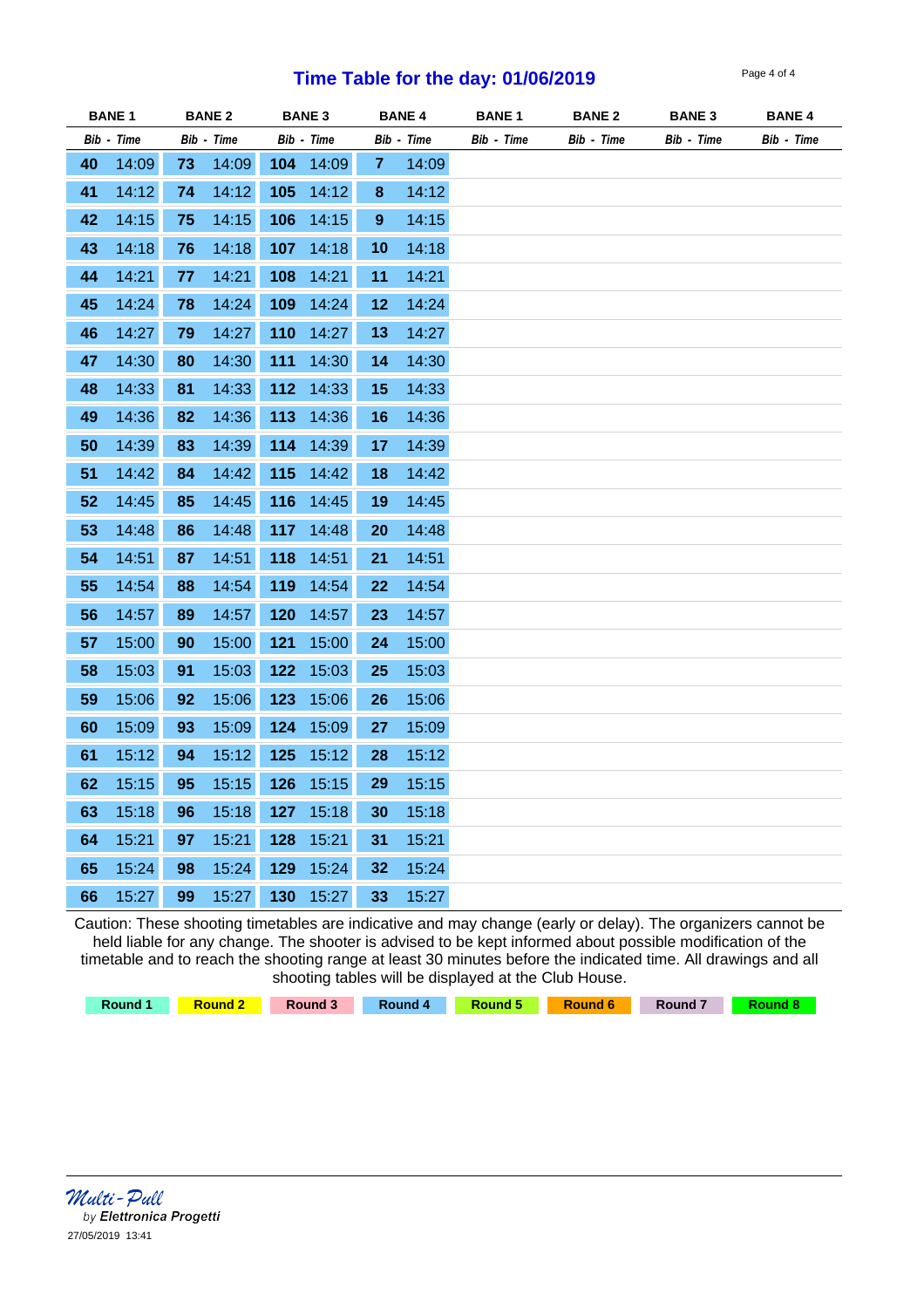# Time Table for the day: 01/06/2019

| BANE 1 | | BANE 2 | | BANE 3 | | BANE 4 | | BANE 1 | BANE 2 | BANE 3 | BANE 4 |
|---|---|---|---|---|---|---|---|---|---|---|---|
| *Bib* | *Time* | *Bib* | *Time* | *Bib* | *Time* | *Bib* | *Time* | *Bib - Time* | *Bib - Time* | *Bib - Time* | *Bib - Time* |
| **40** | 14:09 | **73** | 14:09 | **104** | 14:09 | **7** | 14:09 | | | | |
| **41** | 14:12 | **74** | 14:12 | **105** | 14:12 | **8** | 14:12 | | | | |
| **42** | 14:15 | **75** | 14:15 | **106** | 14:15 | **9** | 14:15 | | | | |
| **43** | 14:18 | **76** | 14:18 | **107** | 14:18 | **10** | 14:18 | | | | |
| **44** | 14:21 | **77** | 14:21 | **108** | 14:21 | **11** | 14:21 | | | | |
| **45** | 14:24 | **78** | 14:24 | **109** | 14:24 | **12** | 14:24 | | | | |
| **46** | 14:27 | **79** | 14:27 | **110** | 14:27 | **13** | 14:27 | | | | |
| **47** | 14:30 | **80** | 14:30 | **111** | 14:30 | **14** | 14:30 | | | | |
| **48** | 14:33 | **81** | 14:33 | **112** | 14:33 | **15** | 14:33 | | | | |
| **49** | 14:36 | **82** | 14:36 | **113** | 14:36 | **16** | 14:36 | | | | |
| **50** | 14:39 | **83** | 14:39 | **114** | 14:39 | **17** | 14:39 | | | | |
| **51** | 14:42 | **84** | 14:42 | **115** | 14:42 | **18** | 14:42 | | | | |
| **52** | 14:45 | **85** | 14:45 | **116** | 14:45 | **19** | 14:45 | | | | |
| **53** | 14:48 | **86** | 14:48 | **117** | 14:48 | **20** | 14:48 | | | | |
| **54** | 14:51 | **87** | 14:51 | **118** | 14:51 | **21** | 14:51 | | | | |
| **55** | 14:54 | **88** | 14:54 | **119** | 14:54 | **22** | 14:54 | | | | |
| **56** | 14:57 | **89** | 14:57 | **120** | 14:57 | **23** | 14:57 | | | | |
| **57** | 15:00 | **90** | 15:00 | **121** | 15:00 | **24** | 15:00 | | | | |
| **58** | 15:03 | **91** | 15:03 | **122** | 15:03 | **25** | 15:03 | | | | |
| **59** | 15:06 | **92** | 15:06 | **123** | 15:06 | **26** | 15:06 | | | | |
| **60** | 15:09 | **93** | 15:09 | **124** | 15:09 | **27** | 15:09 | | | | |
| **61** | 15:12 | **94** | 15:12 | **125** | 15:12 | **28** | 15:12 | | | | |
| **62** | 15:15 | **95** | 15:15 | **126** | 15:15 | **29** | 15:15 | | | | |
| **63** | 15:18 | **96** | 15:18 | **127** | 15:18 | **30** | 15:18 | | | | |
| **64** | 15:21 | **97** | 15:21 | **128** | 15:21 | **31** | 15:21 | | | | |
| **65** | 15:24 | **98** | 15:24 | **129** | 15:24 | **32** | 15:24 | | | | |
| **66** | 15:27 | **99** | 15:27 | **130** | 15:27 | **33** | 15:27 | | | | |

Caution: These shooting timetables are indicative and may change (early or delay). The organizers cannot be held liable for any change. The shooter is advised to be kept informed about possible modification of the timetable and to reach the shooting range at least 30 minutes before the indicated time. All drawings and all shooting tables will be displayed at the Club House.

**Round 1** | **Round 2** | **Round 3** | **Round 4** | **Round 5** | **Round 6** | **Round 7** | **Round 8**

*Multi-Pull*
by ***Elettronica Progetti***
27/05/2019 13:41